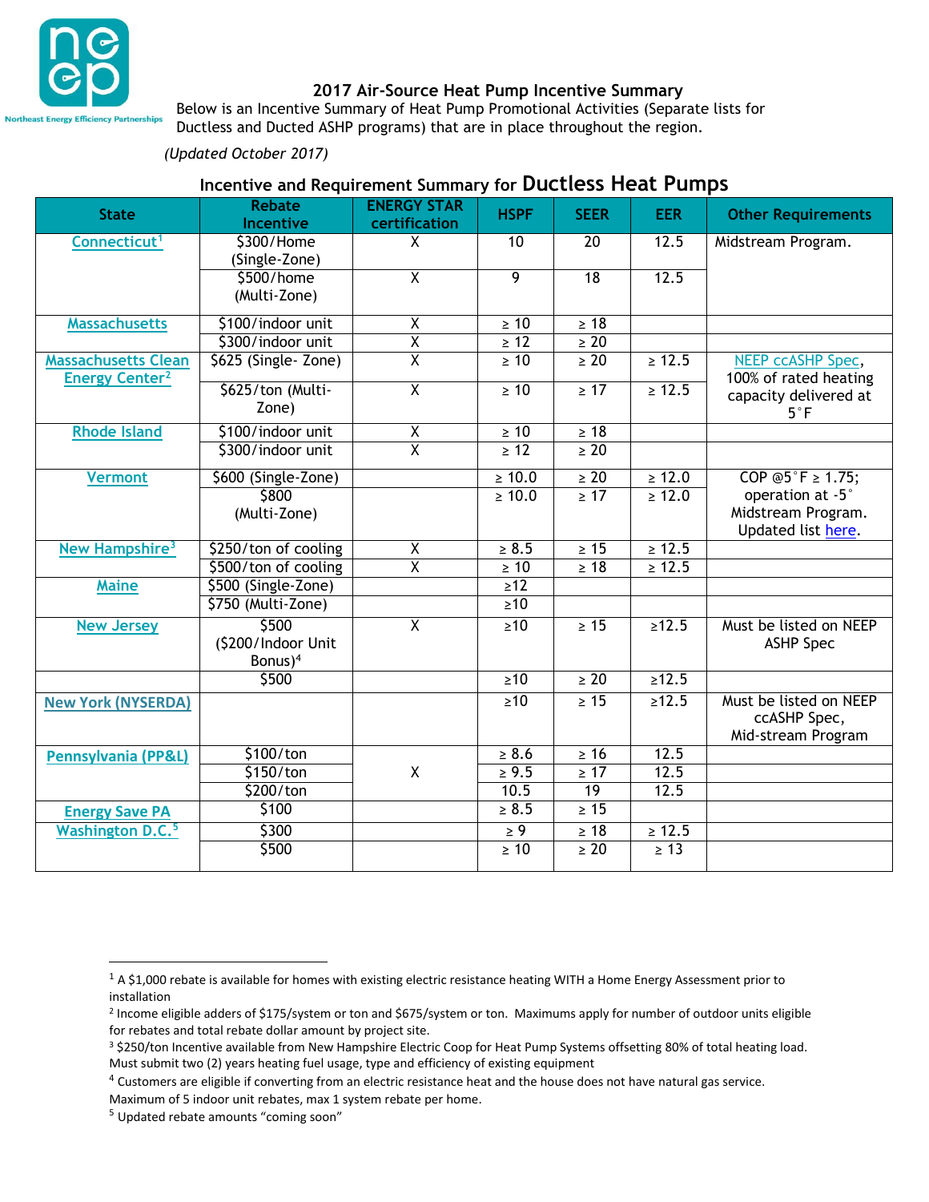# 2017 Air-Source Heat Pump Incentive Summary

Below is an Incentive Summary of Heat Pump Promotional Activities (Separate lists for Ductless and Ducted ASHP programs) that are in place throughout the region.

*(Updated October 2017)*

## Incentive and Requirement Summary for Ductless Heat Pumps

| State | Rebate Incentive | ENERGY STAR certification | HSPF | SEER | EER | Other Requirements |
|---|---|---|---|---|---|---|
| Connecticut[1] | $300/Home (Single-Zone) | X | 10 | 20 | 12.5 | Midstream Program. |
| | $500/home (Multi-Zone) | X | 9 | 18 | 12.5 | |
| Massachusetts | $100/indoor unit | X | ≥ 10 | ≥ 18 | | |
| | $300/indoor unit | X | ≥ 12 | ≥ 20 | | |
| Massachusetts Clean Energy Center[2] | $625 (Single- Zone) | X | ≥ 10 | ≥ 20 | ≥ 12.5 | NEEP ccASHP Spec, 100% of rated heating capacity delivered at 5˚F |
| | $625/ton (Multi-Zone) | X | ≥ 10 | ≥ 17 | ≥ 12.5 | |
| Rhode Island | $100/indoor unit | X | ≥ 10 | ≥ 18 | | |
| | $300/indoor unit | X | ≥ 12 | ≥ 20 | | |
| Vermont | $600 (Single-Zone) | | ≥ 10.0 | ≥ 20 | ≥ 12.0 | COP @5˚F ≥ 1.75; operation at -5˚ Midstream Program. Updated list here. |
| | $800 (Multi-Zone) | | ≥ 10.0 | ≥ 17 | ≥ 12.0 | |
| New Hampshire[3] | $250/ton of cooling | X | ≥ 8.5 | ≥ 15 | ≥ 12.5 | |
| | $500/ton of cooling | X | ≥ 10 | ≥ 18 | ≥ 12.5 | |
| Maine | $500 (Single-Zone) | | ≥12 | | | |
| | $750 (Multi-Zone) | | ≥10 | | | |
| New Jersey | $500 ($200/Indoor Unit Bonus)[4] | X | ≥10 | ≥ 15 | ≥12.5 | Must be listed on NEEP ASHP Spec |
| | $500 | | ≥10 | ≥ 20 | ≥12.5 | |
| New York (NYSERDA) | | | ≥10 | ≥ 15 | ≥12.5 | Must be listed on NEEP ccASHP Spec, Mid-stream Program |
| Pennsylvania (PP&L) | $100/ton | X | ≥ 8.6 | ≥ 16 | 12.5 | |
| | $150/ton | | ≥ 9.5 | ≥ 17 | 12.5 | |
| | $200/ton | | 10.5 | 19 | 12.5 | |
| Energy Save PA | $100 | | ≥ 8.5 | ≥ 15 | | |
| Washington D.C.[5] | $300 | | ≥ 9 | ≥ 18 | ≥ 12.5 | |
| | $500 | | ≥ 10 | ≥ 20 | ≥ 13 | |

[1] A $1,000 rebate is available for homes with existing electric resistance heating WITH a Home Energy Assessment prior to installation

[2] Income eligible adders of $175/system or ton and $675/system or ton. Maximums apply for number of outdoor units eligible for rebates and total rebate dollar amount by project site.

[3] $250/ton Incentive available from New Hampshire Electric Coop for Heat Pump Systems offsetting 80% of total heating load. Must submit two (2) years heating fuel usage, type and efficiency of existing equipment

[4] Customers are eligible if converting from an electric resistance heat and the house does not have natural gas service. Maximum of 5 indoor unit rebates, max 1 system rebate per home.

[5] Updated rebate amounts "coming soon"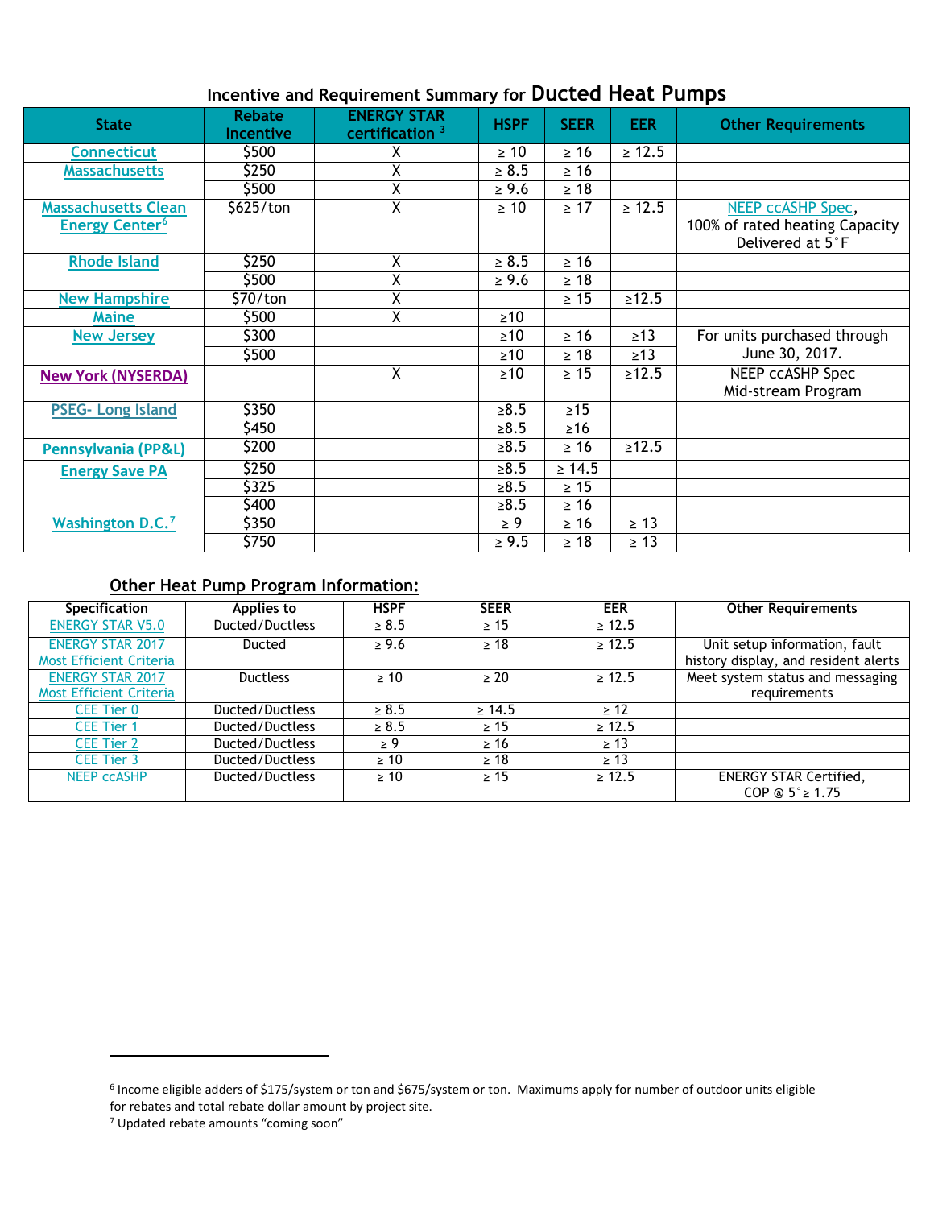## Incentive and Requirement Summary for **Ducted Heat Pumps**

| State | Rebate Incentive | ENERGY STAR certification [3] | HSPF | SEER | EER | Other Requirements |
|---|---|---|---|---|---|---|
| Connecticut | $500 | X | ≥ 10 | ≥ 16 | ≥ 12.5 | |
| Massachusetts | $250 | X | ≥ 8.5 | ≥ 16 | | |
| | $500 | X | ≥ 9.6 | ≥ 18 | | |
| Massachusetts Clean Energy Center[6] | $625/ton | X | ≥ 10 | ≥ 17 | ≥ 12.5 | NEEP ccASHP Spec, 100% of rated heating Capacity Delivered at 5°F |
| Rhode Island | $250 | X | ≥ 8.5 | ≥ 16 | | |
| | $500 | X | ≥ 9.6 | ≥ 18 | | |
| New Hampshire | $70/ton | X | | ≥ 15 | ≥12.5 | |
| Maine | $500 | X | ≥10 | | | |
| New Jersey | $300 | | ≥10 | ≥ 16 | ≥13 | For units purchased through June 30, 2017. |
| | $500 | | ≥10 | ≥ 18 | ≥13 | |
| New York (NYSERDA) | | X | ≥10 | ≥ 15 | ≥12.5 | NEEP ccASHP Spec Mid-stream Program |
| PSEG- Long Island | $350 | | ≥8.5 | ≥15 | | |
| | $450 | | ≥8.5 | ≥16 | | |
| Pennsylvania (PP&L) | $200 | | ≥8.5 | ≥ 16 | ≥12.5 | |
| Energy Save PA | $250 | | ≥8.5 | ≥ 14.5 | | |
| | $325 | | ≥8.5 | ≥ 15 | | |
| | $400 | | ≥8.5 | ≥ 16 | | |
| Washington D.C.[7] | $350 | | ≥ 9 | ≥ 16 | ≥ 13 | |
| | $750 | | ≥ 9.5 | ≥ 18 | ≥ 13 | |

### Other Heat Pump Program Information:

| Specification | Applies to | HSPF | SEER | EER | Other Requirements |
|---|---|---|---|---|---|
| ENERGY STAR V5.0 | Ducted/Ductless | ≥ 8.5 | ≥ 15 | ≥ 12.5 | |
| ENERGY STAR 2017 Most Efficient Criteria | Ducted | ≥ 9.6 | ≥ 18 | ≥ 12.5 | Unit setup information, fault history display, and resident alerts |
| ENERGY STAR 2017 Most Efficient Criteria | Ductless | ≥ 10 | ≥ 20 | ≥ 12.5 | Meet system status and messaging requirements |
| CEE Tier 0 | Ducted/Ductless | ≥ 8.5 | ≥ 14.5 | ≥ 12 | |
| CEE Tier 1 | Ducted/Ductless | ≥ 8.5 | ≥ 15 | ≥ 12.5 | |
| CEE Tier 2 | Ducted/Ductless | ≥ 9 | ≥ 16 | ≥ 13 | |
| CEE Tier 3 | Ducted/Ductless | ≥ 10 | ≥ 18 | ≥ 13 | |
| NEEP ccASHP | Ducted/Ductless | ≥ 10 | ≥ 15 | ≥ 12.5 | ENERGY STAR Certified, COP @ 5°≥ 1.75 |

[6] Income eligible adders of $175/system or ton and $675/system or ton. Maximums apply for number of outdoor units eligible for rebates and total rebate dollar amount by project site.

[7] Updated rebate amounts "coming soon"